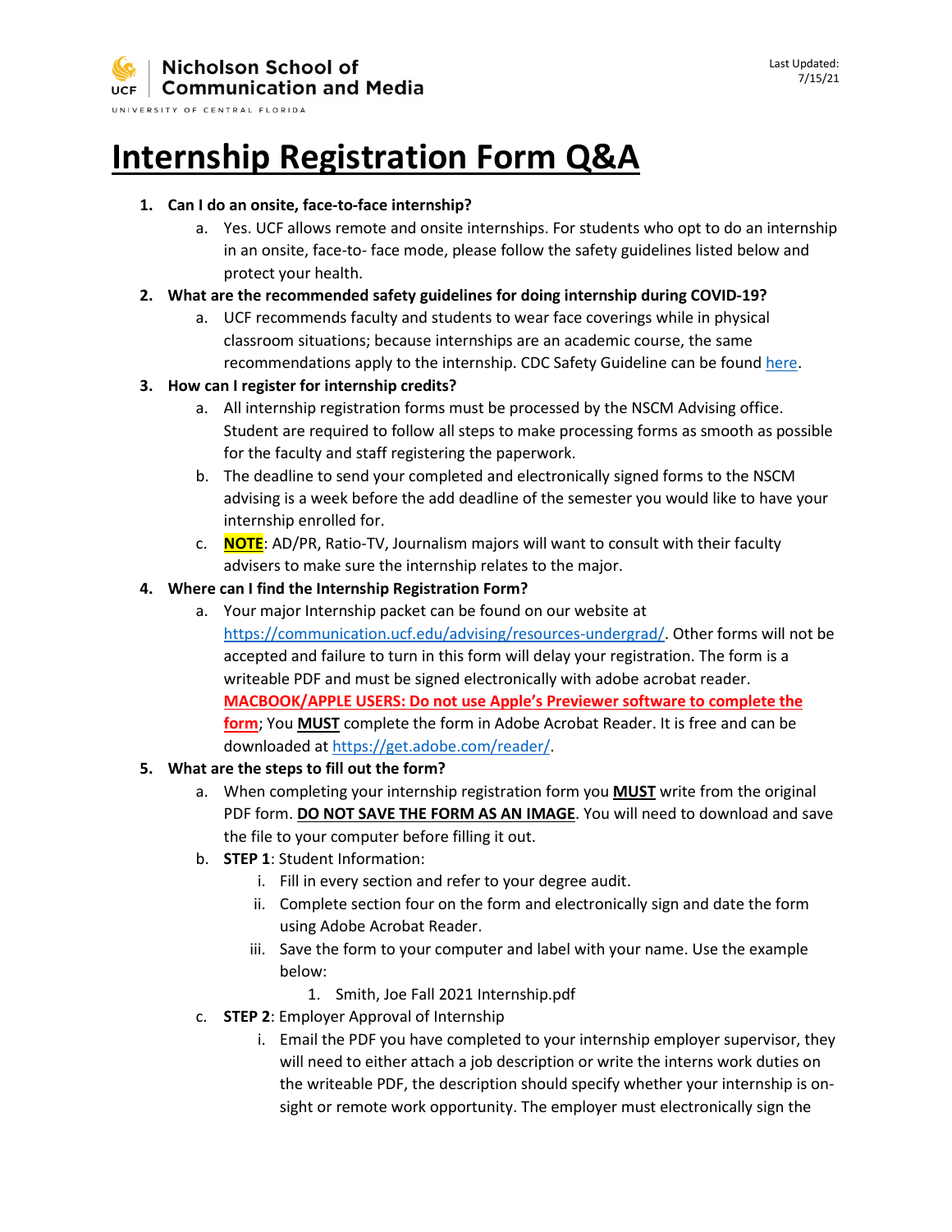Nicholson School of Communication and Media
UNIVERSITY OF CENTRAL FLORIDA

Last Updated: 7/15/21

# Internship Registration Form Q&A

1. **Can I do an onsite, face-to-face internship?**
   a. Yes. UCF allows remote and onsite internships. For students who opt to do an internship in an onsite, face-to- face mode, please follow the safety guidelines listed below and protect your health.
2. **What are the recommended safety guidelines for doing internship during COVID-19?**
   a. UCF recommends faculty and students to wear face coverings while in physical classroom situations; because internships are an academic course, the same recommendations apply to the internship. CDC Safety Guideline can be found [here](here).
3. **How can I register for internship credits?**
   a. All internship registration forms must be processed by the NSCM Advising office. Student are required to follow all steps to make processing forms as smooth as possible for the faculty and staff registering the paperwork.
   b. The deadline to send your completed and electronically signed forms to the NSCM advising is a week before the add deadline of the semester you would like to have your internship enrolled for.
   c. **NOTE**: AD/PR, Ratio-TV, Journalism majors will want to consult with their faculty advisers to make sure the internship relates to the major.
4. **Where can I find the Internship Registration Form?**
   a. Your major Internship packet can be found on our website at [https://communication.ucf.edu/advising/resources-undergrad/](https://communication.ucf.edu/advising/resources-undergrad/). Other forms will not be accepted and failure to turn in this form will delay your registration. The form is a writeable PDF and must be signed electronically with adobe acrobat reader. **MACBOOK/APPLE USERS: Do not use Apple's Previewer software to complete the form**; You **MUST** complete the form in Adobe Acrobat Reader. It is free and can be downloaded at [https://get.adobe.com/reader/](https://get.adobe.com/reader/).
5. **What are the steps to fill out the form?**
   a. When completing your internship registration form you **MUST** write from the original PDF form. **DO NOT SAVE THE FORM AS AN IMAGE**. You will need to download and save the file to your computer before filling it out.
   b. **STEP 1**: Student Information:
      i. Fill in every section and refer to your degree audit.
      ii. Complete section four on the form and electronically sign and date the form using Adobe Acrobat Reader.
      iii. Save the form to your computer and label with your name. Use the example below:
         1. Smith, Joe Fall 2021 Internship.pdf
   c. **STEP 2**: Employer Approval of Internship
      i. Email the PDF you have completed to your internship employer supervisor, they will need to either attach a job description or write the interns work duties on the writeable PDF, the description should specify whether your internship is on-sight or remote work opportunity. The employer must electronically sign the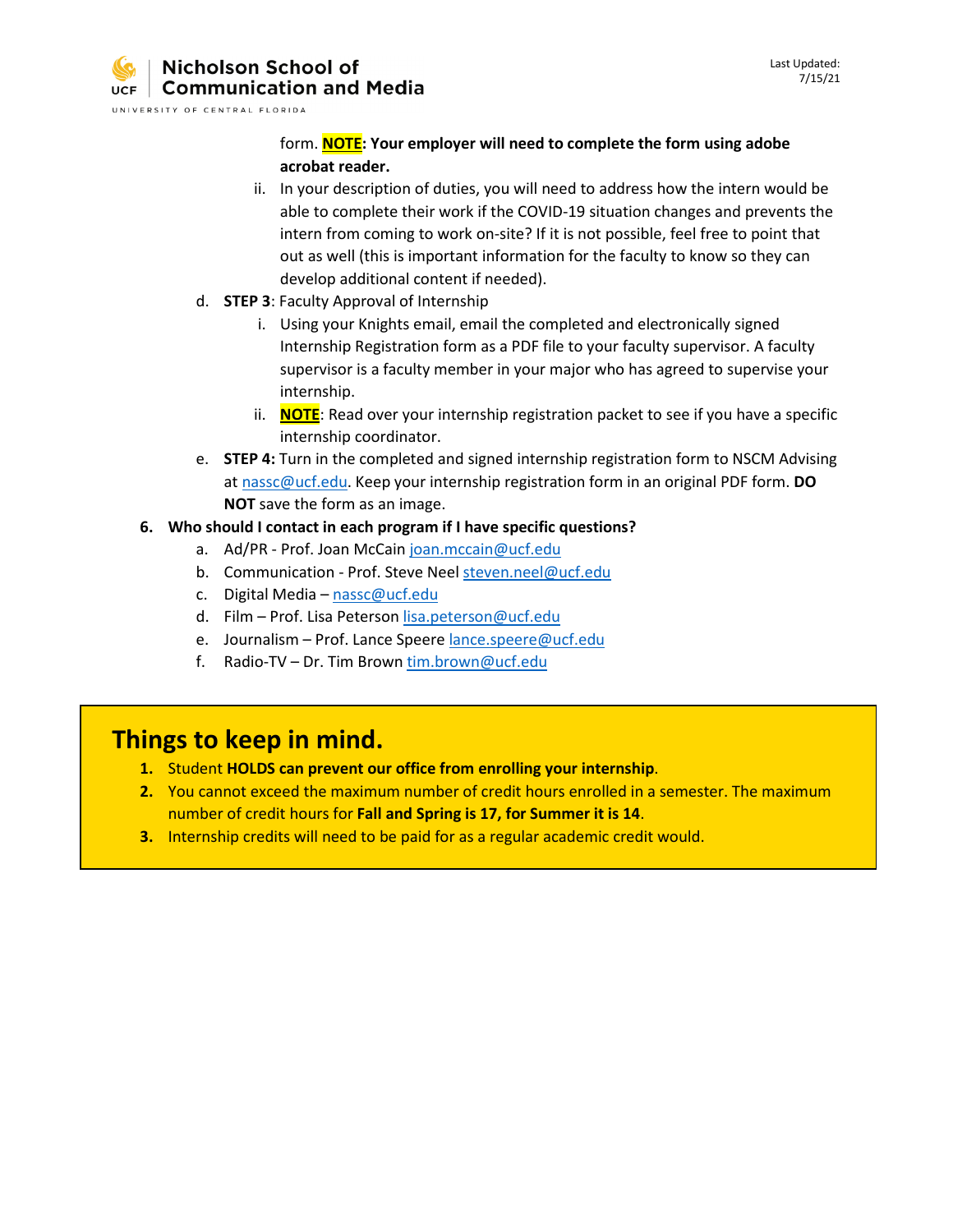form. **NOTE: Your employer will need to complete the form using adobe acrobat reader.**

   ii. In your description of duties, you will need to address how the intern would be able to complete their work if the COVID-19 situation changes and prevents the intern from coming to work on-site? If it is not possible, feel free to point that out as well (this is important information for the faculty to know so they can develop additional content if needed).

d. **STEP 3**: Faculty Approval of Internship
   i. Using your Knights email, email the completed and electronically signed Internship Registration form as a PDF file to your faculty supervisor. A faculty supervisor is a faculty member in your major who has agreed to supervise your internship.
   ii. **NOTE**: Read over your internship registration packet to see if you have a specific internship coordinator.

e. **STEP 4:** Turn in the completed and signed internship registration form to NSCM Advising at nassc@ucf.edu. Keep your internship registration form in an original PDF form. **DO NOT** save the form as an image.

6. **Who should I contact in each program if I have specific questions?**
   a. Ad/PR - Prof. Joan McCain joan.mccain@ucf.edu
   b. Communication - Prof. Steve Neel steven.neel@ucf.edu
   c. Digital Media – nassc@ucf.edu
   d. Film – Prof. Lisa Peterson lisa.peterson@ucf.edu
   e. Journalism – Prof. Lance Speere lance.speere@ucf.edu
   f. Radio-TV – Dr. Tim Brown tim.brown@ucf.edu

## Things to keep in mind.

1. Student **HOLDS can prevent our office from enrolling your internship**.
2. You cannot exceed the maximum number of credit hours enrolled in a semester. The maximum number of credit hours for **Fall and Spring is 17, for Summer it is 14**.
3. Internship credits will need to be paid for as a regular academic credit would.